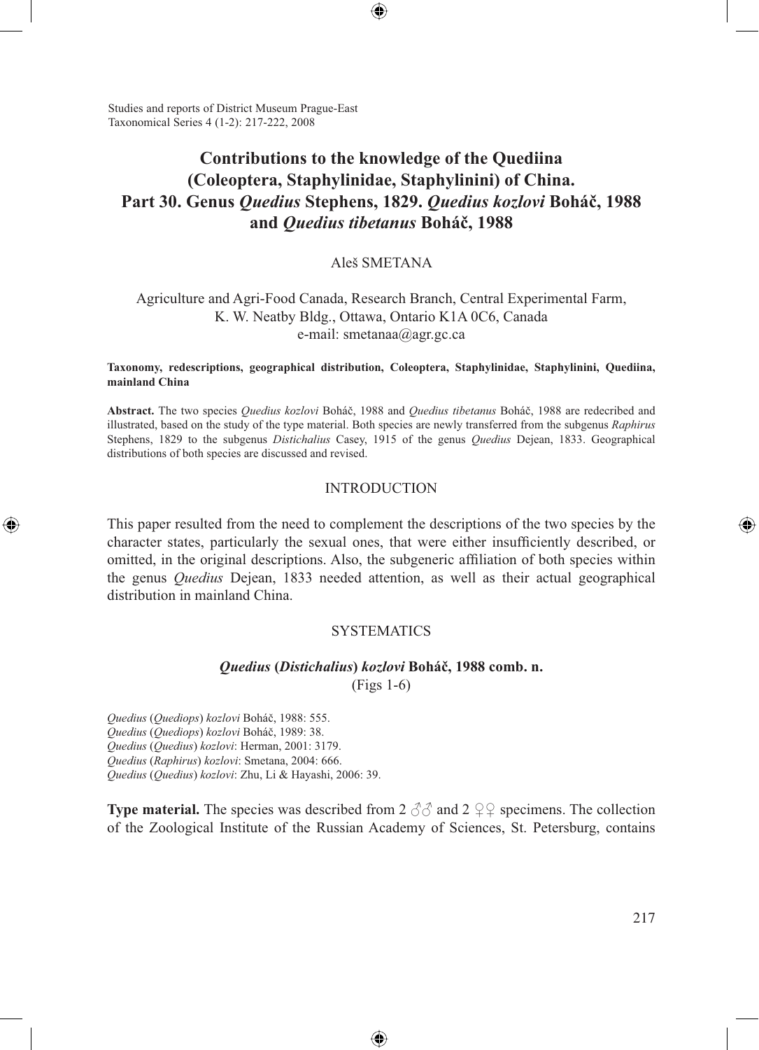Studies and reports of District Museum Prague-East
Taxonomical Series 4 (1-2): 217-222, 2008

# Contributions to the knowledge of the Quediina (Coleoptera, Staphylinidae, Staphylinini) of China. Part 30. Genus *Quedius* Stephens, 1829. *Quedius kozlovi* Boháč, 1988 and *Quedius tibetanus* Boháč, 1988

Aleš SMETANA

Agriculture and Agri-Food Canada, Research Branch, Central Experimental Farm, K. W. Neatby Bldg., Ottawa, Ontario K1A 0C6, Canada
e-mail: smetanaa@agr.gc.ca

**Taxonomy, redescriptions, geographical distribution, Coleoptera, Staphylinidae, Staphylinini, Quediina, mainland China**

**Abstract.** The two species *Quedius kozlovi* Boháč, 1988 and *Quedius tibetanus* Boháč, 1988 are redecribed and illustrated, based on the study of the type material. Both species are newly transferred from the subgenus *Raphirus* Stephens, 1829 to the subgenus *Distichalius* Casey, 1915 of the genus *Quedius* Dejean, 1833. Geographical distributions of both species are discussed and revised.

## INTRODUCTION

This paper resulted from the need to complement the descriptions of the two species by the character states, particularly the sexual ones, that were either insufficiently described, or omitted, in the original descriptions. Also, the subgeneric affiliation of both species within the genus *Quedius* Dejean, 1833 needed attention, as well as their actual geographical distribution in mainland China.

## SYSTEMATICS

### *Quedius* (*Distichalius*) *kozlovi* Boháč, 1988 comb. n.

(Figs 1-6)

*Quedius* (*Quediops*) *kozlovi* Boháč, 1988: 555.
*Quedius* (*Quediops*) *kozlovi* Boháč, 1989: 38.
*Quedius* (*Quedius*) *kozlovi*: Herman, 2001: 3179.
*Quedius* (*Raphirus*) *kozlovi*: Smetana, 2004: 666.
*Quedius* (*Quedius*) *kozlovi*: Zhu, Li & Hayashi, 2006: 39.

**Type material.** The species was described from 2 ♂♂ and 2 ♀♀ specimens. The collection of the Zoological Institute of the Russian Academy of Sciences, St. Petersburg, contains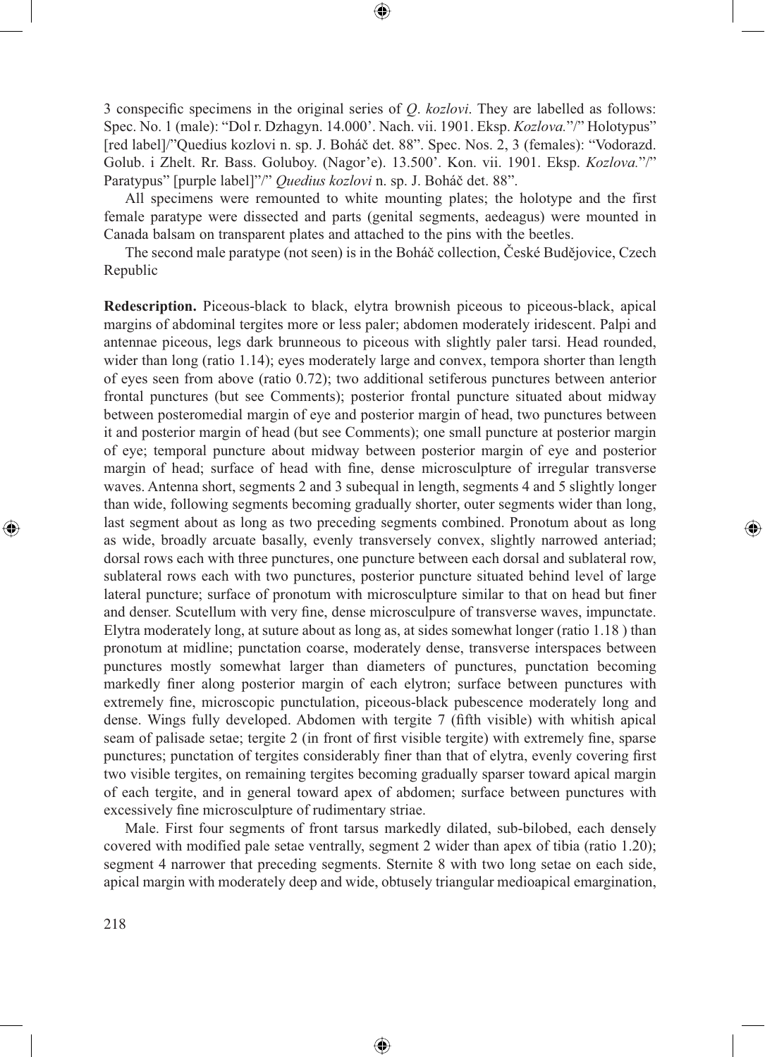3 conspecific specimens in the original series of *Q*. *kozlovi*. They are labelled as follows: Spec. No. 1 (male): "Dol r. Dzhagyn. 14.000'. Nach. vii. 1901. Eksp. *Kozlova.*"/" Holotypus" [red label]/"Quedius kozlovi n. sp. J. Boháč det. 88". Spec. Nos. 2, 3 (females): "Vodorazd. Golub. i Zhelt. Rr. Bass. Goluboy. (Nagor'e). 13.500'. Kon. vii. 1901. Eksp. *Kozlova.*"/" Paratypus" [purple label]"/" *Quedius kozlovi* n. sp. J. Boháč det. 88".

All specimens were remounted to white mounting plates; the holotype and the first female paratype were dissected and parts (genital segments, aedeagus) were mounted in Canada balsam on transparent plates and attached to the pins with the beetles.

The second male paratype (not seen) is in the Boháč collection, České Budějovice, Czech Republic

**Redescription.** Piceous-black to black, elytra brownish piceous to piceous-black, apical margins of abdominal tergites more or less paler; abdomen moderately iridescent. Palpi and antennae piceous, legs dark brunneous to piceous with slightly paler tarsi. Head rounded, wider than long (ratio 1.14); eyes moderately large and convex, tempora shorter than length of eyes seen from above (ratio 0.72); two additional setiferous punctures between anterior frontal punctures (but see Comments); posterior frontal puncture situated about midway between posteromedial margin of eye and posterior margin of head, two punctures between it and posterior margin of head (but see Comments); one small puncture at posterior margin of eye; temporal puncture about midway between posterior margin of eye and posterior margin of head; surface of head with fine, dense microsculpture of irregular transverse waves. Antenna short, segments 2 and 3 subequal in length, segments 4 and 5 slightly longer than wide, following segments becoming gradually shorter, outer segments wider than long, last segment about as long as two preceding segments combined. Pronotum about as long as wide, broadly arcuate basally, evenly transversely convex, slightly narrowed anteriad; dorsal rows each with three punctures, one puncture between each dorsal and sublateral row, sublateral rows each with two punctures, posterior puncture situated behind level of large lateral puncture; surface of pronotum with microsculpture similar to that on head but finer and denser. Scutellum with very fine, dense microsculpure of transverse waves, impunctate. Elytra moderately long, at suture about as long as, at sides somewhat longer (ratio 1.18 ) than pronotum at midline; punctation coarse, moderately dense, transverse interspaces between punctures mostly somewhat larger than diameters of punctures, punctation becoming markedly finer along posterior margin of each elytron; surface between punctures with extremely fine, microscopic punctulation, piceous-black pubescence moderately long and dense. Wings fully developed. Abdomen with tergite 7 (fifth visible) with whitish apical seam of palisade setae; tergite 2 (in front of first visible tergite) with extremely fine, sparse punctures; punctation of tergites considerably finer than that of elytra, evenly covering first two visible tergites, on remaining tergites becoming gradually sparser toward apical margin of each tergite, and in general toward apex of abdomen; surface between punctures with excessively fine microsculpture of rudimentary striae.

Male. First four segments of front tarsus markedly dilated, sub-bilobed, each densely covered with modified pale setae ventrally, segment 2 wider than apex of tibia (ratio 1.20); segment 4 narrower that preceding segments. Sternite 8 with two long setae on each side, apical margin with moderately deep and wide, obtusely triangular medioapical emargination,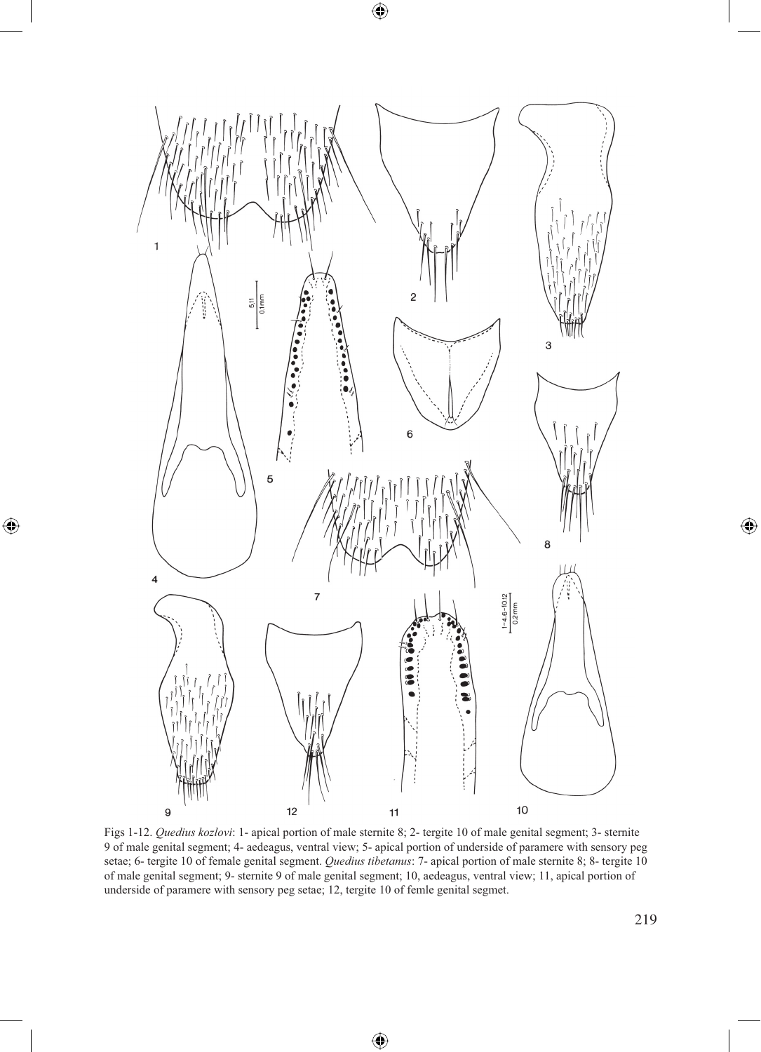Figs 1-12. *Quedius kozlovi*: 1- apical portion of male sternite 8; 2- tergite 10 of male genital segment; 3- sternite 9 of male genital segment; 4- aedeagus, ventral view; 5- apical portion of underside of paramere with sensory peg setae; 6- tergite 10 of female genital segment. *Quedius tibetanus*: 7- apical portion of male sternite 8; 8- tergite 10 of male genital segment; 9- sternite 9 of male genital segment; 10, aedeagus, ventral view; 11, apical portion of underside of paramere with sensory peg setae; 12, tergite 10 of femle genital segmet.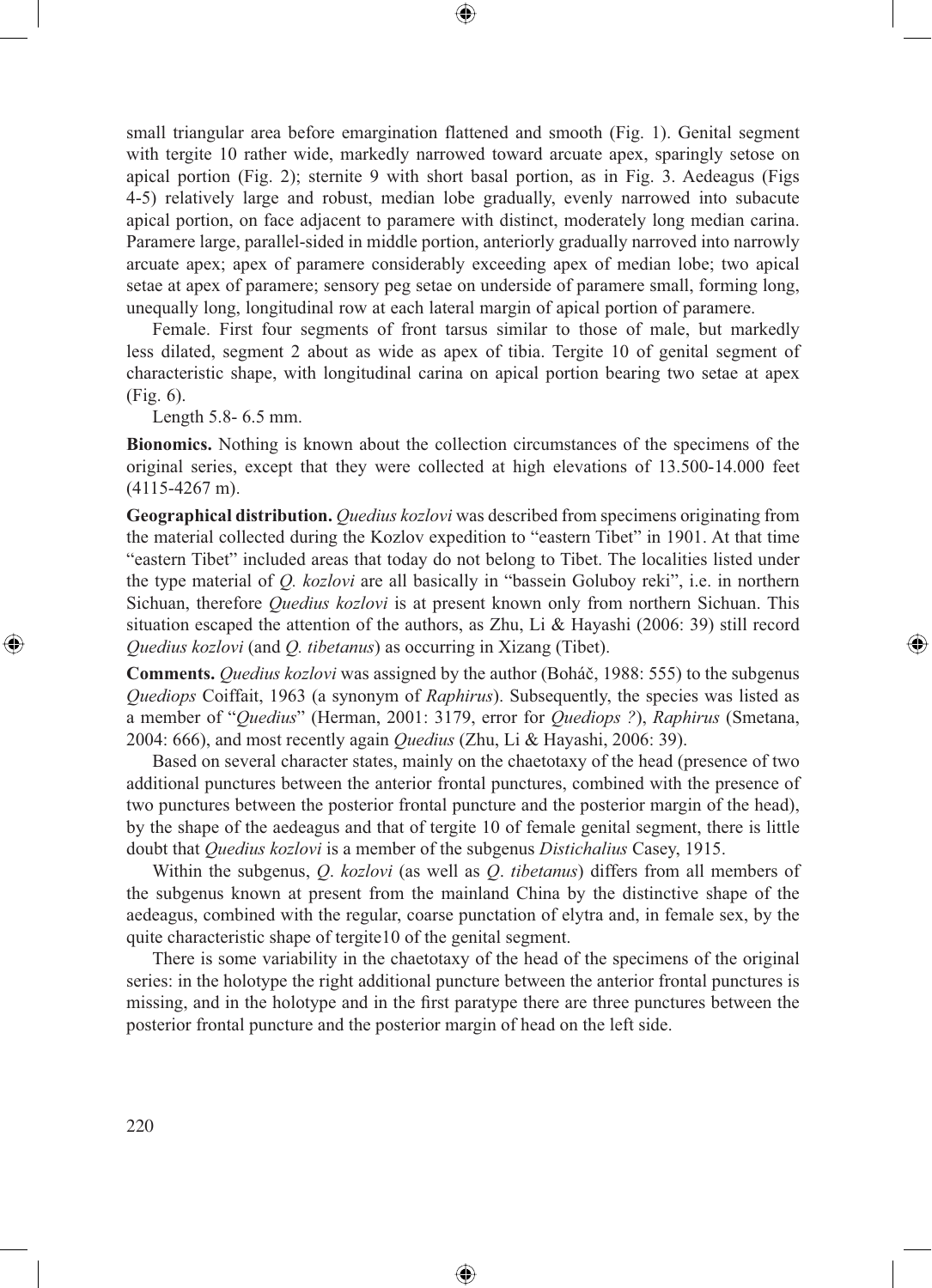small triangular area before emargination flattened and smooth (Fig. 1). Genital segment with tergite 10 rather wide, markedly narrowed toward arcuate apex, sparingly setose on apical portion (Fig. 2); sternite 9 with short basal portion, as in Fig. 3. Aedeagus (Figs 4-5) relatively large and robust, median lobe gradually, evenly narrowed into subacute apical portion, on face adjacent to paramere with distinct, moderately long median carina. Paramere large, parallel-sided in middle portion, anteriorly gradually narroved into narrowly arcuate apex; apex of paramere considerably exceeding apex of median lobe; two apical setae at apex of paramere; sensory peg setae on underside of paramere small, forming long, unequally long, longitudinal row at each lateral margin of apical portion of paramere.

Female. First four segments of front tarsus similar to those of male, but markedly less dilated, segment 2 about as wide as apex of tibia. Tergite 10 of genital segment of characteristic shape, with longitudinal carina on apical portion bearing two setae at apex (Fig. 6).

Length 5.8- 6.5 mm.

**Bionomics.** Nothing is known about the collection circumstances of the specimens of the original series, except that they were collected at high elevations of 13.500-14.000 feet (4115-4267 m).

**Geographical distribution.** *Quedius kozlovi* was described from specimens originating from the material collected during the Kozlov expedition to "eastern Tibet" in 1901. At that time "eastern Tibet" included areas that today do not belong to Tibet. The localities listed under the type material of *Q. kozlovi* are all basically in "bassein Goluboy reki", i.e. in northern Sichuan, therefore *Quedius kozlovi* is at present known only from northern Sichuan. This situation escaped the attention of the authors, as Zhu, Li & Hayashi (2006: 39) still record *Quedius kozlovi* (and *Q. tibetanus*) as occurring in Xizang (Tibet).

**Comments.** *Quedius kozlovi* was assigned by the author (Boháč, 1988: 555) to the subgenus *Quediops* Coiffait, 1963 (a synonym of *Raphirus*). Subsequently, the species was listed as a member of "*Quedius*" (Herman, 2001: 3179, error for *Quediops ?*), *Raphirus* (Smetana, 2004: 666), and most recently again *Quedius* (Zhu, Li & Hayashi, 2006: 39).

Based on several character states, mainly on the chaetotaxy of the head (presence of two additional punctures between the anterior frontal punctures, combined with the presence of two punctures between the posterior frontal puncture and the posterior margin of the head), by the shape of the aedeagus and that of tergite 10 of female genital segment, there is little doubt that *Quedius kozlovi* is a member of the subgenus *Distichalius* Casey, 1915.

Within the subgenus, *Q*. *kozlovi* (as well as *Q*. *tibetanus*) differs from all members of the subgenus known at present from the mainland China by the distinctive shape of the aedeagus, combined with the regular, coarse punctation of elytra and, in female sex, by the quite characteristic shape of tergite10 of the genital segment.

There is some variability in the chaetotaxy of the head of the specimens of the original series: in the holotype the right additional puncture between the anterior frontal punctures is missing, and in the holotype and in the first paratype there are three punctures between the posterior frontal puncture and the posterior margin of head on the left side.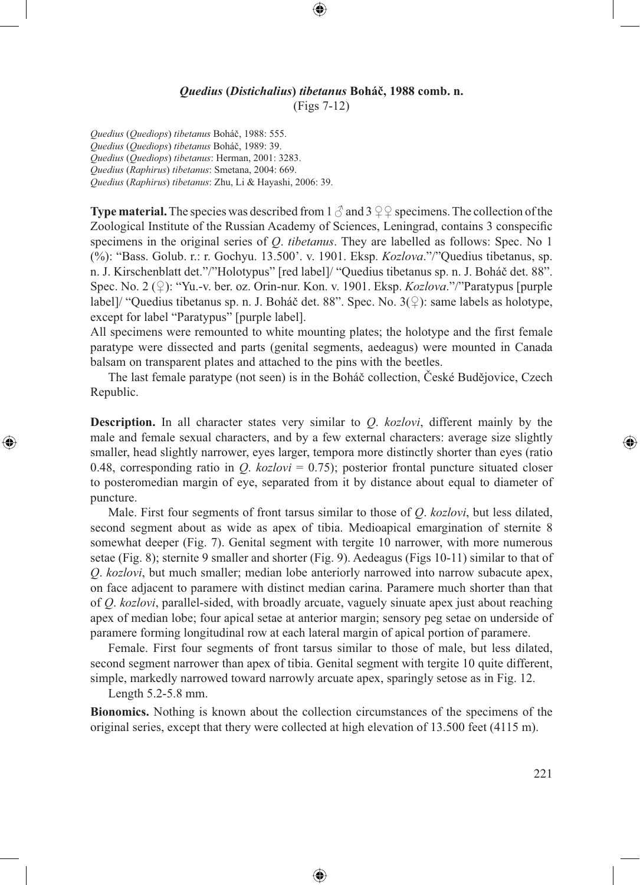### ***Quedius* (*Distichalius*) *tibetanus* Boháč, 1988 comb. n.**

(Figs 7-12)

*Quedius* (*Quediops*) *tibetanus* Boháč, 1988: 555.
*Quedius* (*Quediops*) *tibetanus* Boháč, 1989: 39.
*Quedius* (*Quediops*) *tibetanus*: Herman, 2001: 3283.
*Quedius* (*Raphirus*) *tibetanus*: Smetana, 2004: 669.
*Quedius* (*Raphirus*) *tibetanus*: Zhu, Li & Hayashi, 2006: 39.

**Type material.** The species was described from 1 ♂ and 3 ♀♀ specimens. The collection of the Zoological Institute of the Russian Academy of Sciences, Leningrad, contains 3 conspecific specimens in the original series of *Q*. *tibetanus*. They are labelled as follows: Spec. No 1 (%): "Bass. Golub. r.: r. Gochyu. 13.500'. v. 1901. Eksp. *Kozlova*."/"Quedius tibetanus, sp. n. J. Kirschenblatt det."/"Holotypus" [red label]/ "Quedius tibetanus sp. n. J. Boháč det. 88". Spec. No. 2 (♀): "Yu.-v. ber. oz. Orin-nur. Kon. v. 1901. Eksp. *Kozlova*."/"Paratypus [purple label]/ "Quedius tibetanus sp. n. J. Boháč det. 88". Spec. No. 3(♀): same labels as holotype, except for label "Paratypus" [purple label].

All specimens were remounted to white mounting plates; the holotype and the first female paratype were dissected and parts (genital segments, aedeagus) were mounted in Canada balsam on transparent plates and attached to the pins with the beetles.

The last female paratype (not seen) is in the Boháč collection, České Budějovice, Czech Republic.

**Description.** In all character states very similar to *Q*. *kozlovi*, different mainly by the male and female sexual characters, and by a few external characters: average size slightly smaller, head slightly narrower, eyes larger, tempora more distinctly shorter than eyes (ratio 0.48, corresponding ratio in *Q*. *kozlovi* = 0.75); posterior frontal puncture situated closer to posteromedian margin of eye, separated from it by distance about equal to diameter of puncture.

Male. First four segments of front tarsus similar to those of *Q*. *kozlovi*, but less dilated, second segment about as wide as apex of tibia. Medioapical emargination of sternite 8 somewhat deeper (Fig. 7). Genital segment with tergite 10 narrower, with more numerous setae (Fig. 8); sternite 9 smaller and shorter (Fig. 9). Aedeagus (Figs 10-11) similar to that of *Q*. *kozlovi*, but much smaller; median lobe anteriorly narrowed into narrow subacute apex, on face adjacent to paramere with distinct median carina. Paramere much shorter than that of *Q*. *kozlovi*, parallel-sided, with broadly arcuate, vaguely sinuate apex just about reaching apex of median lobe; four apical setae at anterior margin; sensory peg setae on underside of paramere forming longitudinal row at each lateral margin of apical portion of paramere.

Female. First four segments of front tarsus similar to those of male, but less dilated, second segment narrower than apex of tibia. Genital segment with tergite 10 quite different, simple, markedly narrowed toward narrowly arcuate apex, sparingly setose as in Fig. 12.

Length 5.2-5.8 mm.

**Bionomics.** Nothing is known about the collection circumstances of the specimens of the original series, except that thery were collected at high elevation of 13.500 feet (4115 m).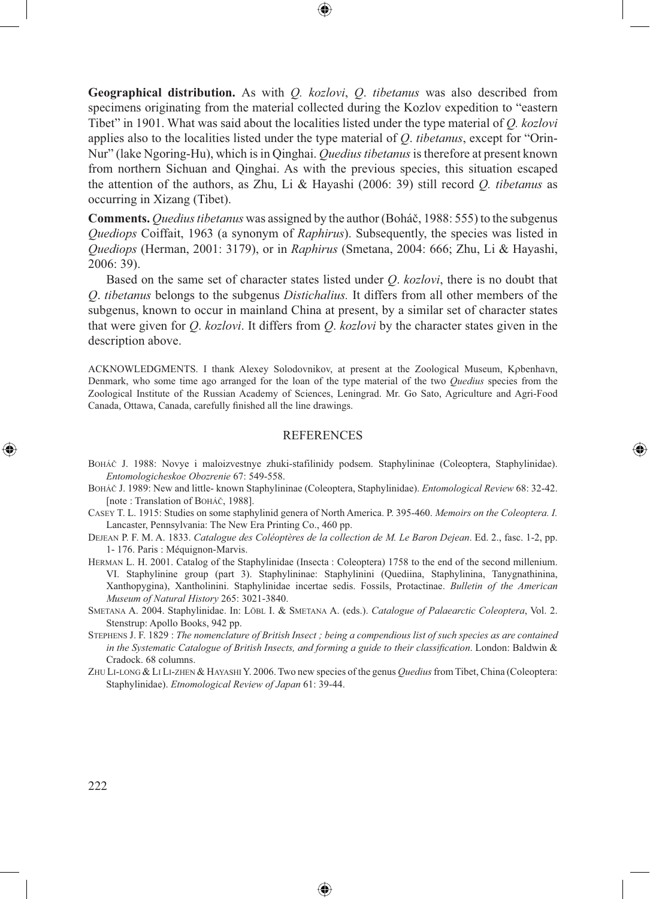**Geographical distribution.** As with *Q. kozlovi*, *Q*. *tibetanus* was also described from specimens originating from the material collected during the Kozlov expedition to "eastern Tibet" in 1901. What was said about the localities listed under the type material of *Q. kozlovi* applies also to the localities listed under the type material of *Q*. *tibetanus*, except for "Orin-Nur" (lake Ngoring-Hu), which is in Qinghai. *Quedius tibetanus* is therefore at present known from northern Sichuan and Qinghai. As with the previous species, this situation escaped the attention of the authors, as Zhu, Li & Hayashi (2006: 39) still record *Q. tibetanus* as occurring in Xizang (Tibet).

**Comments.** *Quedius tibetanus* was assigned by the author (Boháč, 1988: 555) to the subgenus *Quediops* Coiffait, 1963 (a synonym of *Raphirus*). Subsequently, the species was listed in *Quediops* (Herman, 2001: 3179), or in *Raphirus* (Smetana, 2004: 666; Zhu, Li & Hayashi, 2006: 39).

Based on the same set of character states listed under *Q*. *kozlovi*, there is no doubt that *Q*. *tibetanus* belongs to the subgenus *Distichalius.* It differs from all other members of the subgenus, known to occur in mainland China at present, by a similar set of character states that were given for *Q*. *kozlovi*. It differs from *Q*. *kozlovi* by the character states given in the description above.

ACKNOWLEDGMENTS. I thank Alexey Solodovnikov, at present at the Zoological Museum, Kρbenhavn, Denmark, who some time ago arranged for the loan of the type material of the two *Quedius* species from the Zoological Institute of the Russian Academy of Sciences, Leningrad. Mr. Go Sato, Agriculture and Agri-Food Canada, Ottawa, Canada, carefully finished all the line drawings.

## REFERENCES

Boháč J. 1988: Novye i maloizvestnye zhuki-stafilinidy podsem. Staphylininae (Coleoptera, Staphylinidae). *Entomologicheskoe Obozrenie* 67: 549-558.

Boháč J. 1989: New and little- known Staphylininae (Coleoptera, Staphylinidae). *Entomological Review* 68: 32-42. [note : Translation of Boháč, 1988].

Casey T. L. 1915: Studies on some staphylinid genera of North America. P. 395-460. *Memoirs on the Coleoptera. I.* Lancaster, Pennsylvania: The New Era Printing Co., 460 pp.

Dejean P. F. M. A. 1833. *Catalogue des Coléoptères de la collection de M. Le Baron Dejean*. Ed. 2., fasc. 1-2, pp. 1- 176. Paris : Méquignon-Marvis.

Herman L. H. 2001. Catalog of the Staphylinidae (Insecta : Coleoptera) 1758 to the end of the second millenium. VI. Staphylinine group (part 3). Staphylininae: Staphylinini (Quediina, Staphylinina, Tanygnathinina, Xanthopygina), Xantholinini. Staphylinidae incertae sedis. Fossils, Protactinae. *Bulletin of the American Museum of Natural History* 265: 3021-3840.

Smetana A. 2004. Staphylinidae. In: Löbl I. & Smetana A. (eds.). *Catalogue of Palaearctic Coleoptera*, Vol. 2. Stenstrup: Apollo Books, 942 pp.

Stephens J. F. 1829 : *The nomenclature of British Insect ; being a compendious list of such species as are contained in the Systematic Catalogue of British Insects, and forming a guide to their classification*. London: Baldwin & Cradock. 68 columns.

Zhu Li-long & Li Li-zhen & Hayashi Y. 2006. Two new species of the genus *Quedius* from Tibet, China (Coleoptera: Staphylinidae). *Etnomological Review of Japan* 61: 39-44.